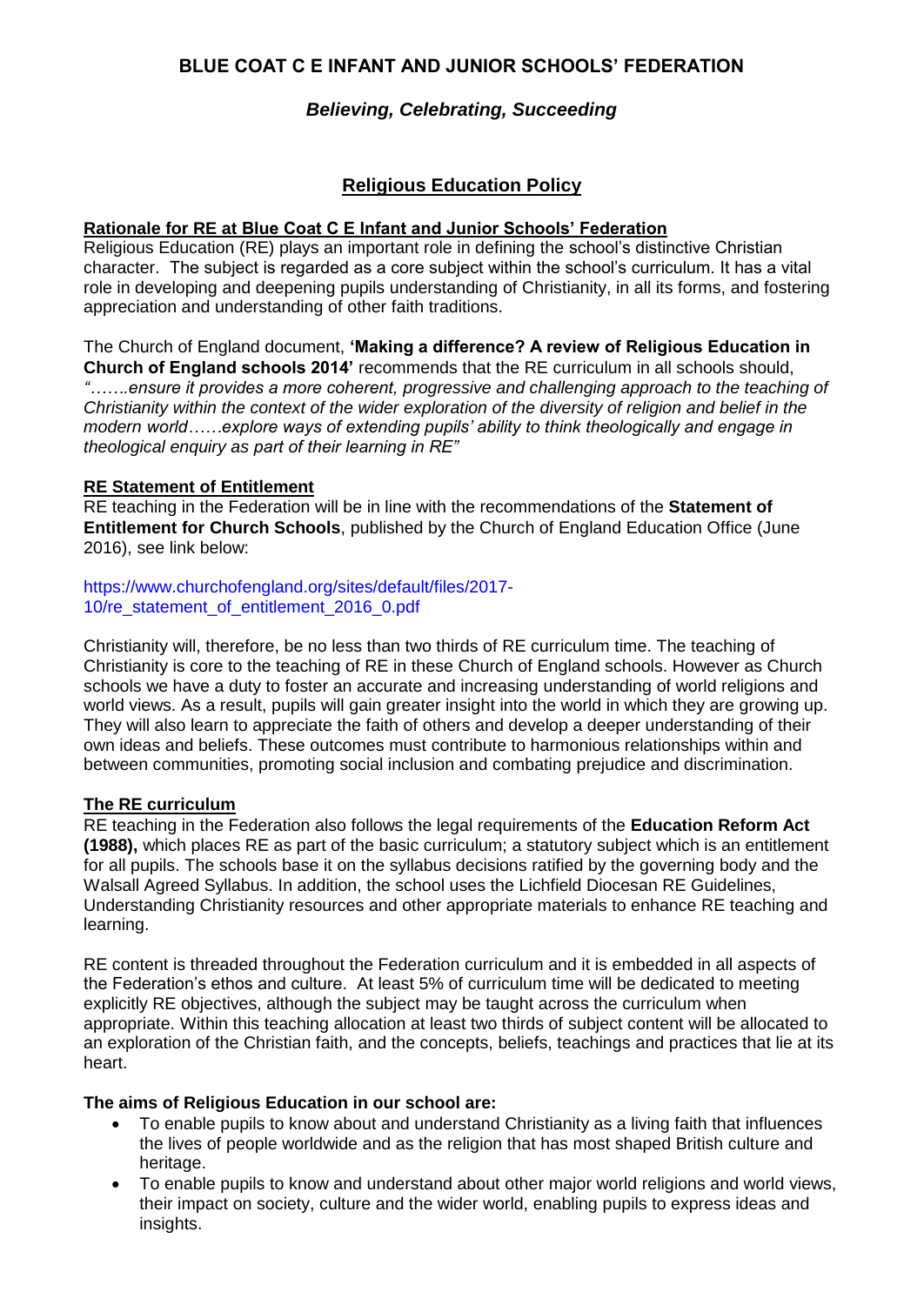# BLUE COAT C E INFANT AND JUNIOR SCHOOLS' FEDERATION

### *Believing, Celebrating, Succeeding*

## Religious Education Policy

**Rationale for RE at Blue Coat C E Infant and Junior Schools' Federation**

Religious Education (RE) plays an important role in defining the school's distinctive Christian character. The subject is regarded as a core subject within the school's curriculum. It has a vital role in developing and deepening pupils understanding of Christianity, in all its forms, and fostering appreciation and understanding of other faith traditions.

The Church of England document, **'Making a difference? A review of Religious Education in Church of England schools 2014'** recommends that the RE curriculum in all schools should, *"…….ensure it provides a more coherent, progressive and challenging approach to the teaching of Christianity within the context of the wider exploration of the diversity of religion and belief in the modern world……explore ways of extending pupils' ability to think theologically and engage in theological enquiry as part of their learning in RE"*

**RE Statement of Entitlement**

RE teaching in the Federation will be in line with the recommendations of the **Statement of Entitlement for Church Schools**, published by the Church of England Education Office (June 2016), see link below:

https://www.churchofengland.org/sites/default/files/2017-10/re_statement_of_entitlement_2016_0.pdf

Christianity will, therefore, be no less than two thirds of RE curriculum time. The teaching of Christianity is core to the teaching of RE in these Church of England schools. However as Church schools we have a duty to foster an accurate and increasing understanding of world religions and world views. As a result, pupils will gain greater insight into the world in which they are growing up. They will also learn to appreciate the faith of others and develop a deeper understanding of their own ideas and beliefs. These outcomes must contribute to harmonious relationships within and between communities, promoting social inclusion and combating prejudice and discrimination.

**The RE curriculum**

RE teaching in the Federation also follows the legal requirements of the **Education Reform Act (1988),** which places RE as part of the basic curriculum; a statutory subject which is an entitlement for all pupils. The schools base it on the syllabus decisions ratified by the governing body and the Walsall Agreed Syllabus. In addition, the school uses the Lichfield Diocesan RE Guidelines, Understanding Christianity resources and other appropriate materials to enhance RE teaching and learning.

RE content is threaded throughout the Federation curriculum and it is embedded in all aspects of the Federation's ethos and culture. At least 5% of curriculum time will be dedicated to meeting explicitly RE objectives, although the subject may be taught across the curriculum when appropriate. Within this teaching allocation at least two thirds of subject content will be allocated to an exploration of the Christian faith, and the concepts, beliefs, teachings and practices that lie at its heart.

**The aims of Religious Education in our school are:**

- To enable pupils to know about and understand Christianity as a living faith that influences the lives of people worldwide and as the religion that has most shaped British culture and heritage.
- To enable pupils to know and understand about other major world religions and world views, their impact on society, culture and the wider world, enabling pupils to express ideas and insights.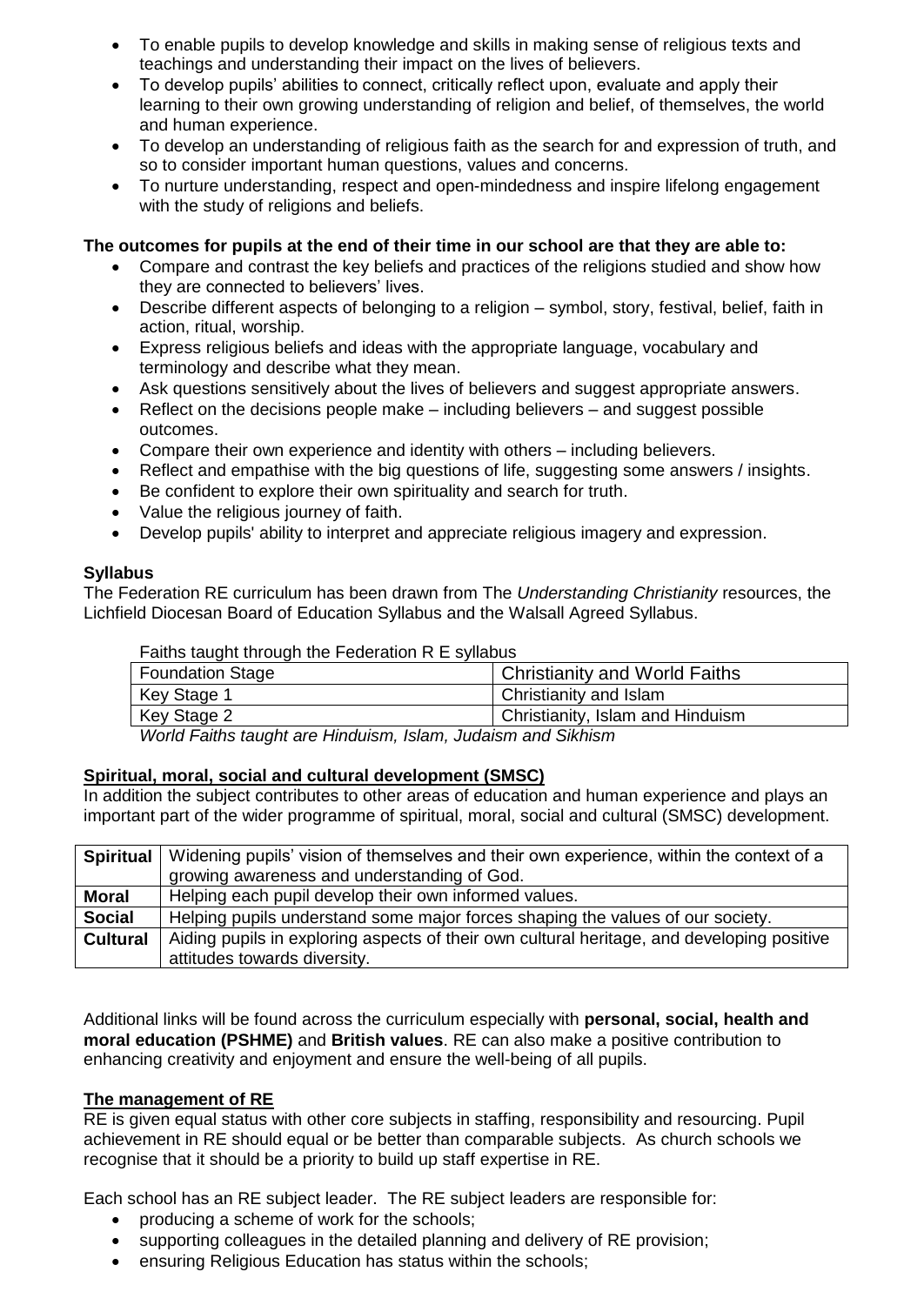- To enable pupils to develop knowledge and skills in making sense of religious texts and teachings and understanding their impact on the lives of believers.
- To develop pupils' abilities to connect, critically reflect upon, evaluate and apply their learning to their own growing understanding of religion and belief, of themselves, the world and human experience.
- To develop an understanding of religious faith as the search for and expression of truth, and so to consider important human questions, values and concerns.
- To nurture understanding, respect and open-mindedness and inspire lifelong engagement with the study of religions and beliefs.

**The outcomes for pupils at the end of their time in our school are that they are able to:**

- Compare and contrast the key beliefs and practices of the religions studied and show how they are connected to believers' lives.
- Describe different aspects of belonging to a religion – symbol, story, festival, belief, faith in action, ritual, worship.
- Express religious beliefs and ideas with the appropriate language, vocabulary and terminology and describe what they mean.
- Ask questions sensitively about the lives of believers and suggest appropriate answers.
- Reflect on the decisions people make – including believers – and suggest possible outcomes.
- Compare their own experience and identity with others – including believers.
- Reflect and empathise with the big questions of life, suggesting some answers / insights.
- Be confident to explore their own spirituality and search for truth.
- Value the religious journey of faith.
- Develop pupils' ability to interpret and appreciate religious imagery and expression.

**Syllabus**

The Federation RE curriculum has been drawn from The *Understanding Christianity* resources, the Lichfield Diocesan Board of Education Syllabus and the Walsall Agreed Syllabus.

Faiths taught through the Federation R E syllabus

| Foundation Stage | Christianity and World Faiths |
|---|---|
| Key Stage 1 | Christianity and Islam |
| Key Stage 2 | Christianity, Islam and Hinduism |

*World Faiths taught are Hinduism, Islam, Judaism and Sikhism*

## Spiritual, moral, social and cultural development (SMSC)

In addition the subject contributes to other areas of education and human experience and plays an important part of the wider programme of spiritual, moral, social and cultural (SMSC) development.

| | |
|---|---|
| **Spiritual** | Widening pupils' vision of themselves and their own experience, within the context of a growing awareness and understanding of God. |
| **Moral** | Helping each pupil develop their own informed values. |
| **Social** | Helping pupils understand some major forces shaping the values of our society. |
| **Cultural** | Aiding pupils in exploring aspects of their own cultural heritage, and developing positive attitudes towards diversity. |

Additional links will be found across the curriculum especially with **personal, social, health and moral education (PSHME)** and **British values**. RE can also make a positive contribution to enhancing creativity and enjoyment and ensure the well-being of all pupils.

## The management of RE

RE is given equal status with other core subjects in staffing, responsibility and resourcing. Pupil achievement in RE should equal or be better than comparable subjects. As church schools we recognise that it should be a priority to build up staff expertise in RE.

Each school has an RE subject leader. The RE subject leaders are responsible for:

- producing a scheme of work for the schools;
- supporting colleagues in the detailed planning and delivery of RE provision;
- ensuring Religious Education has status within the schools;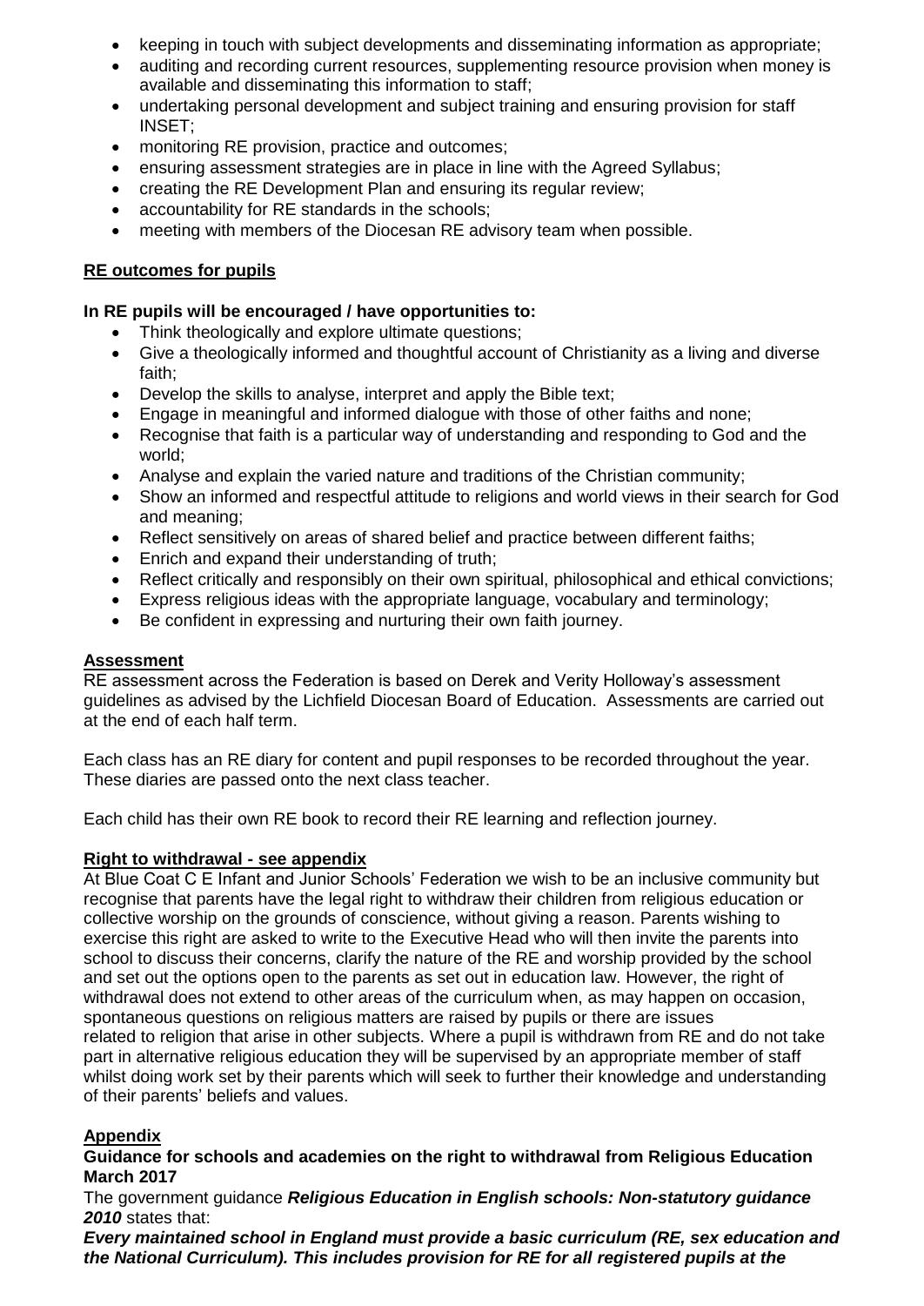- keeping in touch with subject developments and disseminating information as appropriate;
- auditing and recording current resources, supplementing resource provision when money is available and disseminating this information to staff;
- undertaking personal development and subject training and ensuring provision for staff INSET;
- monitoring RE provision, practice and outcomes;
- ensuring assessment strategies are in place in line with the Agreed Syllabus;
- creating the RE Development Plan and ensuring its regular review;
- accountability for RE standards in the schools;
- meeting with members of the Diocesan RE advisory team when possible.

**RE outcomes for pupils**

**In RE pupils will be encouraged / have opportunities to:**

- Think theologically and explore ultimate questions;
- Give a theologically informed and thoughtful account of Christianity as a living and diverse faith;
- Develop the skills to analyse, interpret and apply the Bible text;
- Engage in meaningful and informed dialogue with those of other faiths and none;
- Recognise that faith is a particular way of understanding and responding to God and the world;
- Analyse and explain the varied nature and traditions of the Christian community;
- Show an informed and respectful attitude to religions and world views in their search for God and meaning;
- Reflect sensitively on areas of shared belief and practice between different faiths;
- Enrich and expand their understanding of truth;
- Reflect critically and responsibly on their own spiritual, philosophical and ethical convictions;
- Express religious ideas with the appropriate language, vocabulary and terminology;
- Be confident in expressing and nurturing their own faith journey.

**Assessment**

RE assessment across the Federation is based on Derek and Verity Holloway's assessment guidelines as advised by the Lichfield Diocesan Board of Education. Assessments are carried out at the end of each half term.

Each class has an RE diary for content and pupil responses to be recorded throughout the year. These diaries are passed onto the next class teacher.

Each child has their own RE book to record their RE learning and reflection journey.

**Right to withdrawal - see appendix**

At Blue Coat C E Infant and Junior Schools' Federation we wish to be an inclusive community but recognise that parents have the legal right to withdraw their children from religious education or collective worship on the grounds of conscience, without giving a reason. Parents wishing to exercise this right are asked to write to the Executive Head who will then invite the parents into school to discuss their concerns, clarify the nature of the RE and worship provided by the school and set out the options open to the parents as set out in education law. However, the right of withdrawal does not extend to other areas of the curriculum when, as may happen on occasion, spontaneous questions on religious matters are raised by pupils or there are issues related to religion that arise in other subjects. Where a pupil is withdrawn from RE and do not take part in alternative religious education they will be supervised by an appropriate member of staff whilst doing work set by their parents which will seek to further their knowledge and understanding of their parents' beliefs and values.

**Appendix**

**Guidance for schools and academies on the right to withdrawal from Religious Education March 2017**

The government guidance ***Religious Education in English schools: Non-statutory guidance 2010*** states that:

***Every maintained school in England must provide a basic curriculum (RE, sex education and the National Curriculum). This includes provision for RE for all registered pupils at the***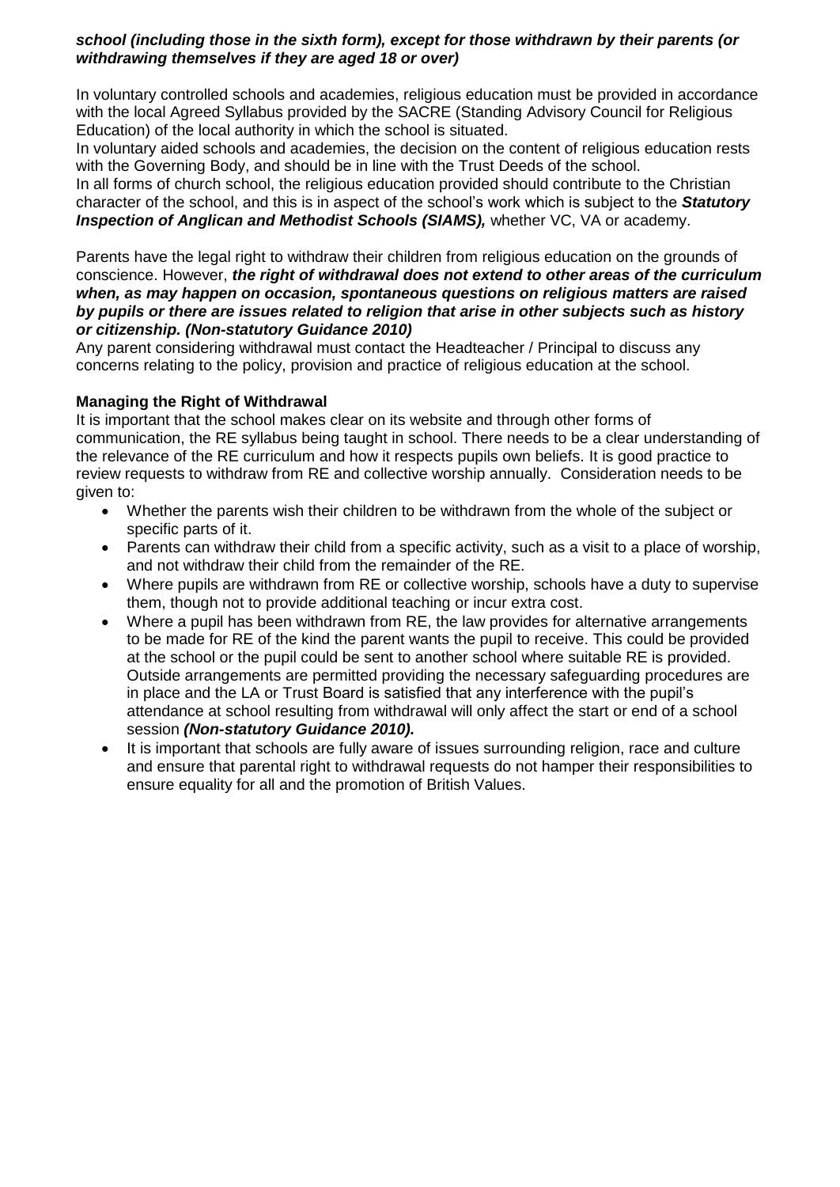***school (including those in the sixth form), except for those withdrawn by their parents (or withdrawing themselves if they are aged 18 or over)***

In voluntary controlled schools and academies, religious education must be provided in accordance with the local Agreed Syllabus provided by the SACRE (Standing Advisory Council for Religious Education) of the local authority in which the school is situated.
In voluntary aided schools and academies, the decision on the content of religious education rests with the Governing Body, and should be in line with the Trust Deeds of the school.
In all forms of church school, the religious education provided should contribute to the Christian character of the school, and this is in aspect of the school's work which is subject to the ***Statutory Inspection of Anglican and Methodist Schools (SIAMS),*** whether VC, VA or academy.

Parents have the legal right to withdraw their children from religious education on the grounds of conscience. However, ***the right of withdrawal does not extend to other areas of the curriculum when, as may happen on occasion, spontaneous questions on religious matters are raised by pupils or there are issues related to religion that arise in other subjects such as history or citizenship. (Non-statutory Guidance 2010)***
Any parent considering withdrawal must contact the Headteacher / Principal to discuss any concerns relating to the policy, provision and practice of religious education at the school.

**Managing the Right of Withdrawal**
It is important that the school makes clear on its website and through other forms of communication, the RE syllabus being taught in school. There needs to be a clear understanding of the relevance of the RE curriculum and how it respects pupils own beliefs. It is good practice to review requests to withdraw from RE and collective worship annually. Consideration needs to be given to:

- Whether the parents wish their children to be withdrawn from the whole of the subject or specific parts of it.
- Parents can withdraw their child from a specific activity, such as a visit to a place of worship, and not withdraw their child from the remainder of the RE.
- Where pupils are withdrawn from RE or collective worship, schools have a duty to supervise them, though not to provide additional teaching or incur extra cost.
- Where a pupil has been withdrawn from RE, the law provides for alternative arrangements to be made for RE of the kind the parent wants the pupil to receive. This could be provided at the school or the pupil could be sent to another school where suitable RE is provided. Outside arrangements are permitted providing the necessary safeguarding procedures are in place and the LA or Trust Board is satisfied that any interference with the pupil's attendance at school resulting from withdrawal will only affect the start or end of a school session ***(Non-statutory Guidance 2010).***
- It is important that schools are fully aware of issues surrounding religion, race and culture and ensure that parental right to withdrawal requests do not hamper their responsibilities to ensure equality for all and the promotion of British Values.